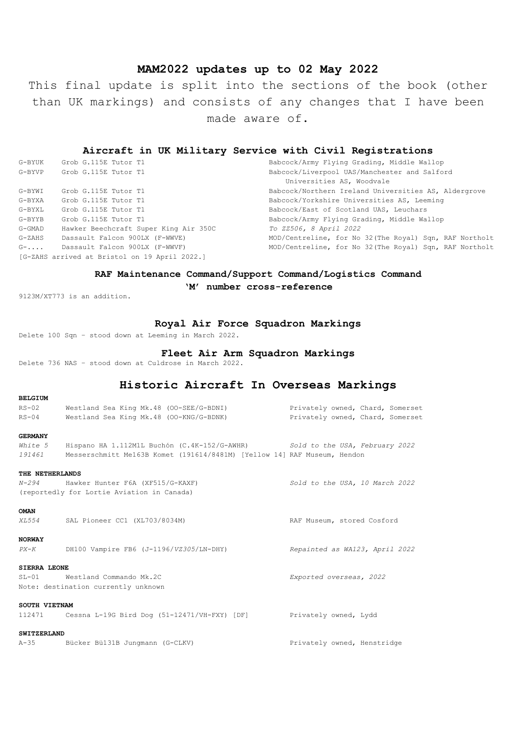# MAM2022 updates up to 02 May 2022

This final update is split into the sections of the book (other than UK markings) and consists of any changes that I have been made aware of.

## Aircraft in UK Military Service with Civil Registrations

| | | |
|---|---|---|
| G-BYUK | Grob G.115E Tutor T1 | Babcock/Army Flying Grading, Middle Wallop |
| G-BYVP | Grob G.115E Tutor T1 | Babcock/Liverpool UAS/Manchester and Salford Universities AS, Woodvale |
| G-BYWI | Grob G.115E Tutor T1 | Babcock/Northern Ireland Universities AS, Aldergrove |
| G-BYXA | Grob G.115E Tutor T1 | Babcock/Yorkshire Universities AS, Leeming |
| G-BYXL | Grob G.115E Tutor T1 | Babcock/East of Scotland UAS, Leuchars |
| G-BYYB | Grob G.115E Tutor T1 | Babcock/Army Flying Grading, Middle Wallop |
| G-GMAD | Hawker Beechcraft Super King Air 350C | *To ZZ506, 8 April 2022* |
| G-ZAHS | Dassault Falcon 900LX (F-WWVE) | MOD/Centreline, for No 32(The Royal) Sqn, RAF Northolt |
| G-.... | Dassault Falcon 900LX (F-WWVF) | MOD/Centreline, for No 32(The Royal) Sqn, RAF Northolt |

[G-ZAHS arrived at Bristol on 19 April 2022.]

## RAF Maintenance Command/Support Command/Logistics Command 'M' number cross-reference

9123M/XT773 is an addition.

## Royal Air Force Squadron Markings

Delete 100 Sqn - stood down at Leeming in March 2022.

## Fleet Air Arm Squadron Markings

Delete 736 NAS - stood down at Culdrose in March 2022.

# Historic Aircraft In Overseas Markings

**BELGIUM**

| | | |
|---|---|---|
| RS-02 | Westland Sea King Mk.48 (OO-SEE/G-BDNI) | Privately owned, Chard, Somerset |
| RS-04 | Westland Sea King Mk.48 (OO-KNG/G-BDNK) | Privately owned, Chard, Somerset |

**GERMANY**

| | | |
|---|---|---|
| *White 5* | Hispano HA 1.112M1L Buchón (C.4K-152/G-AWHR) | *Sold to the USA, February 2022* |
| *191461* | Messerschmitt Me163B Komet (191614/8481M) [Yellow 14] | RAF Museum, Hendon |

**THE NETHERLANDS**

| | | |
|---|---|---|
| *N-294* | Hawker Hunter F6A (XF515/G-KAXF) | *Sold to the USA, 10 March 2022* |

(reportedly for Lortie Aviation in Canada)

**OMAN**

| | | |
|---|---|---|
| *XL554* | SAL Pioneer CC1 (XL703/8034M) | RAF Museum, stored Cosford |

**NORWAY**

| | | |
|---|---|---|
| *PX-K* | DH100 Vampire FB6 (J-1196/*VZ305*/LN-DHY) | *Repainted as WA123, April 2022* |

**SIERRA LEONE**

| | | |
|---|---|---|
| SL-01 | Westland Commando Mk.2C | *Exported overseas, 2022* |

Note: destination currently unknown

**SOUTH VIETNAM**

| | | |
|---|---|---|
| 112471 | Cessna L-19G Bird Dog (51-12471/VH-FXY) [DF] | Privately owned, Lydd |

**SWITZERLAND**

| | | |
|---|---|---|
| A-35 | Bücker Bü131B Jungmann (G-CLKV) | Privately owned, Henstridge |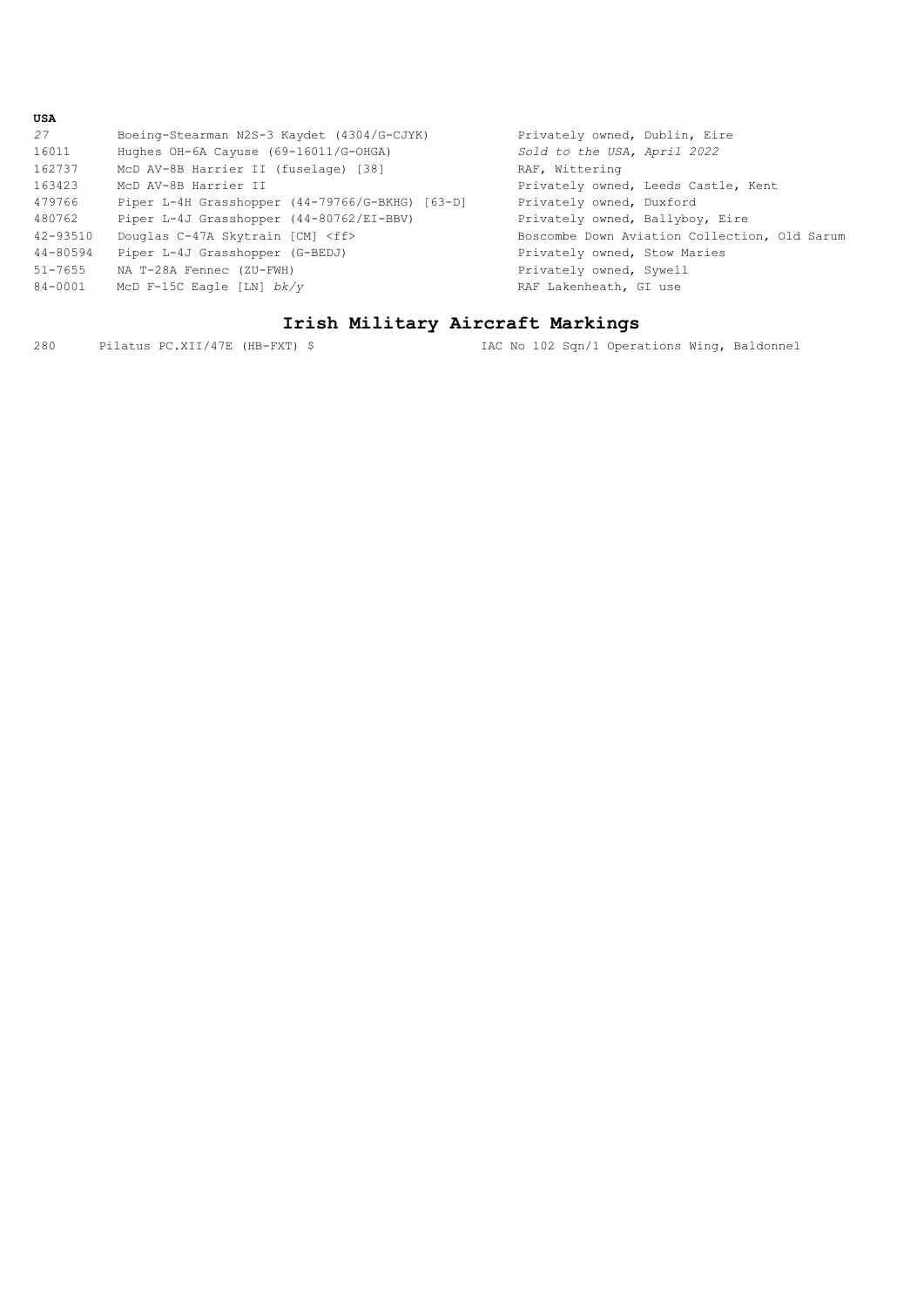**USA**

| | | |
|---|---|---|
| *27* | Boeing-Stearman N2S-3 Kaydet (4304/G-CJYK) | Privately owned, Dublin, Eire |
| 16011 | Hughes OH-6A Cayuse (69-16011/G-OHGA) | *Sold to the USA, April 2022* |
| 162737 | McD AV-8B Harrier II (fuselage) [38] | RAF, Wittering |
| 163423 | McD AV-8B Harrier II | Privately owned, Leeds Castle, Kent |
| 479766 | Piper L-4H Grasshopper (44-79766/G-BKHG) [63-D] | Privately owned, Duxford |
| 480762 | Piper L-4J Grasshopper (44-80762/EI-BBV) | Privately owned, Ballyboy, Eire |
| 42-93510 | Douglas C-47A Skytrain [CM] <ff> | Boscombe Down Aviation Collection, Old Sarum |
| 44-80594 | Piper L-4J Grasshopper (G-BEDJ) | Privately owned, Stow Maries |
| 51-7655 | NA T-28A Fennec (ZU-FWH) | Privately owned, Sywell |
| 84-0001 | McD F-15C Eagle [LN] *bk/y* | RAF Lakenheath, GI use |

## Irish Military Aircraft Markings

| | | |
|---|---|---|
| 280 | Pilatus PC.XII/47E (HB-FXT) $ | IAC No 102 Sqn/1 Operations Wing, Baldonnel |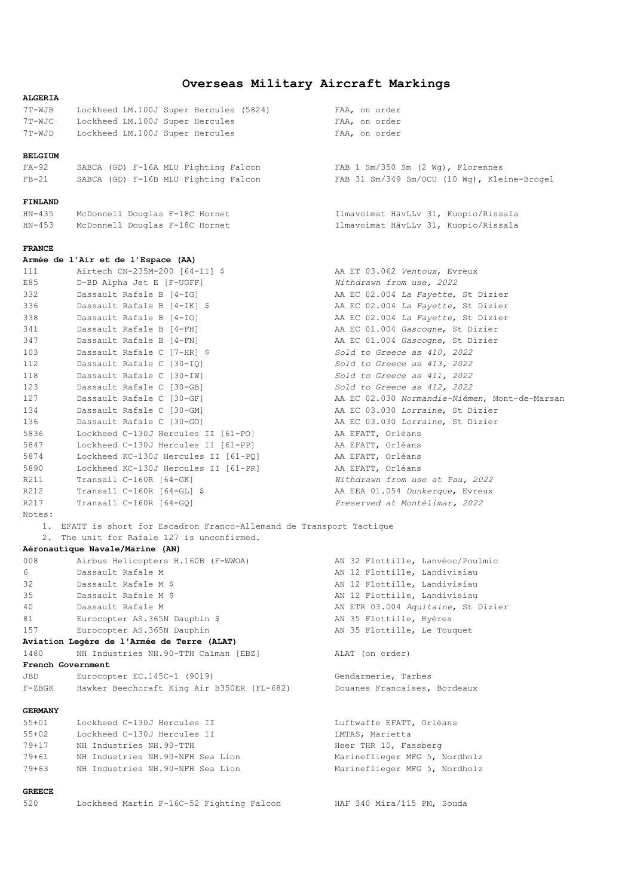# Overseas Military Aircraft Markings

**ALGERIA**

| | | |
|---|---|---|
| 7T-WJB | Lockheed LM.100J Super Hercules (5824) | FAA, on order |
| 7T-WJC | Lockheed LM.100J Super Hercules | FAA, on order |
| 7T-WJD | Lockheed LM.100J Super Hercules | FAA, on order |

**BELGIUM**

| | | |
|---|---|---|
| FA-92 | SABCA (GD) F-16A MLU Fighting Falcon | FAB 1 Sm/350 Sm (2 Wg), Florennes |
| FB-21 | SABCA (GD) F-16B MLU Fighting Falcon | FAB 31 Sm/349 Sm/OCU (10 Wg), Kleine-Brogel |

**FINLAND**

| | | |
|---|---|---|
| HN-435 | McDonnell Douglas F-18C Hornet | Ilmavoimat HävLLv 31, Kuopio/Rissala |
| HN-453 | McDonnell Douglas F-18C Hornet | Ilmavoimat HävLLv 31, Kuopio/Rissala |

**FRANCE**

**Armée de l'Air et de l'Espace (AA)**

| | | |
|---|---|---|
| 111 | Airtech CN-235M-200 [64-II] $ | AA ET 03.062 *Ventoux*, Evreux |
| E85 | D-BD Alpha Jet E [F-UGFF] | *Withdrawn from use, 2022* |
| 332 | Dassault Rafale B [4-IG] | AA EC 02.004 *La Fayette*, St Dizier |
| 336 | Dassault Rafale B [4-IK] $ | AA EC 02.004 *La Fayette*, St Dizier |
| 338 | Dassault Rafale B [4-IO] | AA EC 02.004 *La Fayette*, St Dizier |
| 341 | Dassault Rafale B [4-FH] | AA EC 01.004 *Gascogne*, St Dizier |
| 347 | Dassault Rafale B [4-FN] | AA EC 01.004 *Gascogne*, St Dizier |
| 103 | Dassault Rafale C [7-HR] $ | *Sold to Greece as 410, 2022* |
| 112 | Dassault Rafale C [30-IQ] | *Sold to Greece as 413, 2022* |
| 118 | Dassault Rafale C [30-IW] | *Sold to Greece as 411, 2022* |
| 123 | Dassault Rafale C [30-GB] | *Sold to Greece as 412, 2022* |
| 127 | Dassault Rafale C [30-GF] | AA EC 02.030 *Normandie-Niémen*, Mont-de-Marsan |
| 134 | Dassault Rafale C [30-GM] | AA EC 03.030 *Lorraine*, St Dizier |
| 136 | Dassault Rafale C [30-GO] | AA EC 03.030 *Lorraine*, St Dizier |
| 5836 | Lockheed C-130J Hercules II [61-PO] | AA EFATT, Orléans |
| 5847 | Lockheed C-130J Hercules II [61-PP] | AA EFATT, Orléans |
| 5874 | Lockheed KC-130J Hercules II [61-PQ] | AA EFATT, Orléans |
| 5890 | Lockheed KC-130J Hercules II [61-PR] | AA EFATT, Orléans |
| R211 | Transall C-160R [64-GK] | *Withdrawn from use at Pau, 2022* |
| R212 | Transall C-160R [64-GL] $ | AA EEA 01.054 *Dunkerque*, Evreux |
| R217 | Transall C-160R [64-GQ] | *Preserved at Montélimar, 2022* |

Notes:

1. EFATT is short for Escadron Franco-Allemand de Transport Tactique
2. The unit for Rafale 127 is unconfirmed.

**Aéronautique Navale/Marine (AN)**

| | | |
|---|---|---|
| 008 | Airbus Helicopters H.160B (F-WWOA) | AN 32 Flottille, Lanvéoc/Poulmic |
| 6 | Dassault Rafale M | AN 12 Flottille, Landivisiau |
| 32 | Dassault Rafale M $ | AN 12 Flottille, Landivisiau |
| 35 | Dassault Rafale M $ | AN 12 Flottille, Landivisiau |
| 40 | Dassault Rafale M | AN ETR 03.004 *Aquitaine*, St Dizier |
| 81 | Eurocopter AS.365N Dauphin $ | AN 35 Flottille, Hyères |
| 157 | Eurocopter AS.365N Dauphin | AN 35 Flottille, Le Touquet |

**Aviation Legére de l'Armée de Terre (ALAT)**

| | | |
|---|---|---|
| 1480 | NH Industries NH.90-TTH Caïman [EBZ] | ALAT (on order) |

**French Government**

| | | |
|---|---|---|
| JBD | Eurocopter EC.145C-1 (9019) | Gendarmerie, Tarbes |
| F-ZBGK | Hawker Beechcraft King Air B350ER (FL-682) | Douanes Francaises, Bordeaux |

**GERMANY**

| | | |
|---|---|---|
| 55+01 | Lockheed C-130J Hercules II | Luftwaffe EFATT, Orléans |
| 55+02 | Lockheed C-130J Hercules II | LMTAS, Marietta |
| 79+17 | NH Industries NH.90-TTH | Heer THR 10, Fassberg |
| 79+61 | NH Industries NH.90-NFH Sea Lion | Marineflieger MFG 5, Nordholz |
| 79+63 | NH Industries NH.90-NFH Sea Lion | Marineflieger MFG 5, Nordholz |

**GREECE**

| | | |
|---|---|---|
| 520 | Lockheed Martin F-16C-52 Fighting Falcon | HAF 340 Mira/115 PM, Souda |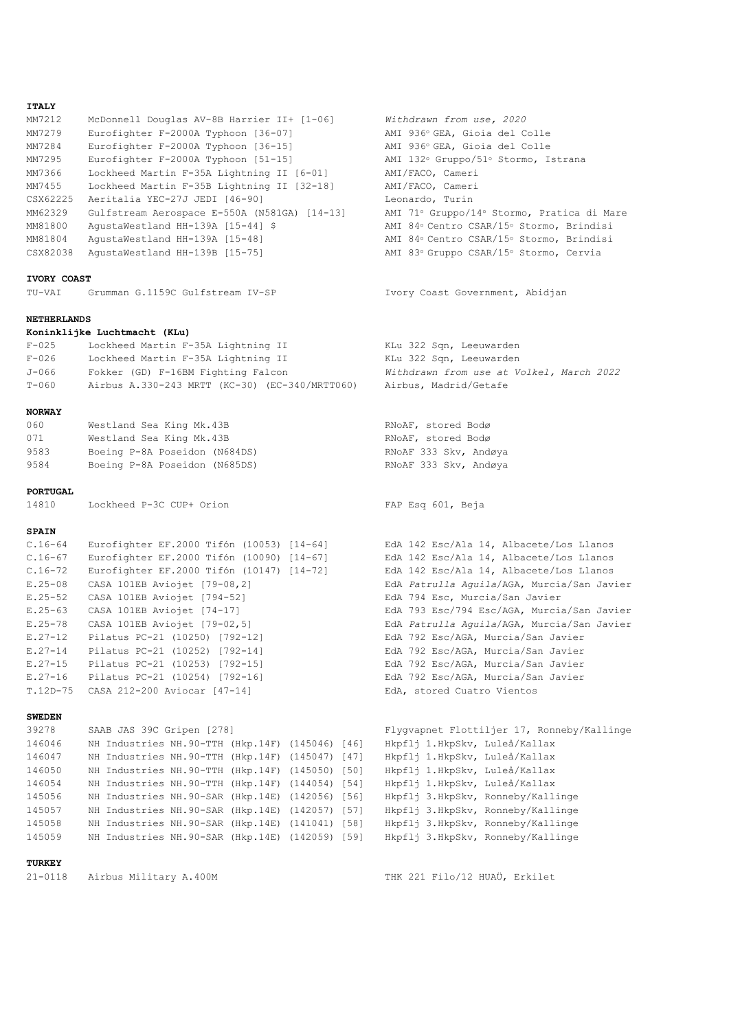**ITALY**

| | | |
|---|---|---|
| MM7212 | McDonnell Douglas AV-8B Harrier II+ [1-06] | *Withdrawn from use, 2020* |
| MM7279 | Eurofighter F-2000A Typhoon [36-07] | AMI 936° GEA, Gioia del Colle |
| MM7284 | Eurofighter F-2000A Typhoon [36-15] | AMI 936° GEA, Gioia del Colle |
| MM7295 | Eurofighter F-2000A Typhoon [51-15] | AMI 132° Gruppo/51° Stormo, Istrana |
| MM7366 | Lockheed Martin F-35A Lightning II [6-01] | AMI/FACO, Cameri |
| MM7455 | Lockheed Martin F-35B Lightning II [32-18] | AMI/FACO, Cameri |
| CSX62225 | Aeritalia YEC-27J JEDI [46-90] | Leonardo, Turin |
| MM62329 | Gulfstream Aerospace E-550A (N581GA) [14-13] | AMI 71° Gruppo/14° Stormo, Pratica di Mare |
| MM81800 | AgustaWestland HH-139A [15-44] $ | AMI 84° Centro CSAR/15° Stormo, Brindisi |
| MM81804 | AgustaWestland HH-139A [15-48] | AMI 84° Centro CSAR/15° Stormo, Brindisi |
| CSX82038 | AgustaWestland HH-139B [15-75] | AMI 83° Gruppo CSAR/15° Stormo, Cervia |

**IVORY COAST**

| | | |
|---|---|---|
| TU-VAI | Grumman G.1159C Gulfstream IV-SP | Ivory Coast Government, Abidjan |

**NETHERLANDS**

**Koninklijke Luchtmacht (KLu)**

| | | |
|---|---|---|
| F-025 | Lockheed Martin F-35A Lightning II | KLu 322 Sqn, Leeuwarden |
| F-026 | Lockheed Martin F-35A Lightning II | KLu 322 Sqn, Leeuwarden |
| J-066 | Fokker (GD) F-16BM Fighting Falcon | *Withdrawn from use at Volkel, March 2022* |
| T-060 | Airbus A.330-243 MRTT (KC-30) (EC-340/MRTT060) | Airbus, Madrid/Getafe |

**NORWAY**

| | | |
|---|---|---|
| 060 | Westland Sea King Mk.43B | RNoAF, stored Bodø |
| 071 | Westland Sea King Mk.43B | RNoAF, stored Bodø |
| 9583 | Boeing P-8A Poseidon (N684DS) | RNoAF 333 Skv, Andøya |
| 9584 | Boeing P-8A Poseidon (N685DS) | RNoAF 333 Skv, Andøya |

**PORTUGAL**

| | | |
|---|---|---|
| 14810 | Lockheed P-3C CUP+ Orion | FAP Esq 601, Beja |

**SPAIN**

| | | |
|---|---|---|
| C.16-64 | Eurofighter EF.2000 Tifón (10053) [14-64] | EdA 142 Esc/Ala 14, Albacete/Los Llanos |
| C.16-67 | Eurofighter EF.2000 Tifón (10090) [14-67] | EdA 142 Esc/Ala 14, Albacete/Los Llanos |
| C.16-72 | Eurofighter EF.2000 Tifón (10147) [14-72] | EdA 142 Esc/Ala 14, Albacete/Los Llanos |
| E.25-08 | CASA 101EB Aviojet [79-08,2] | EdA *Patrulla Aguila*/AGA, Murcia/San Javier |
| E.25-52 | CASA 101EB Aviojet [794-52] | EdA 794 Esc, Murcia/San Javier |
| E.25-63 | CASA 101EB Aviojet [74-17] | EdA 793 Esc/794 Esc/AGA, Murcia/San Javier |
| E.25-78 | CASA 101EB Aviojet [79-02,5] | EdA *Patrulla Aguila*/AGA, Murcia/San Javier |
| E.27-12 | Pilatus PC-21 (10250) [792-12] | EdA 792 Esc/AGA, Murcia/San Javier |
| E.27-14 | Pilatus PC-21 (10252) [792-14] | EdA 792 Esc/AGA, Murcia/San Javier |
| E.27-15 | Pilatus PC-21 (10253) [792-15] | EdA 792 Esc/AGA, Murcia/San Javier |
| E.27-16 | Pilatus PC-21 (10254) [792-16] | EdA 792 Esc/AGA, Murcia/San Javier |
| T.12D-75 | CASA 212-200 Aviocar [47-14] | EdA, stored Cuatro Vientos |

**SWEDEN**

| | | |
|---|---|---|
| 39278 | SAAB JAS 39C Gripen [278] | Flygvapnet Flottiljer 17, Ronneby/Kallinge |
| 146046 | NH Industries NH.90-TTH (Hkp.14F) (145046) [46] | Hkpflj 1.HkpSkv, Luleå/Kallax |
| 146047 | NH Industries NH.90-TTH (Hkp.14F) (145047) [47] | Hkpflj 1.HkpSkv, Luleå/Kallax |
| 146050 | NH Industries NH.90-TTH (Hkp.14F) (145050) [50] | Hkpflj 1.HkpSkv, Luleå/Kallax |
| 146054 | NH Industries NH.90-TTH (Hkp.14F) (144054) [54] | Hkpflj 1.HkpSkv, Luleå/Kallax |
| 145056 | NH Industries NH.90-SAR (Hkp.14E) (142056) [56] | Hkpflj 3.HkpSkv, Ronneby/Kallinge |
| 145057 | NH Industries NH.90-SAR (Hkp.14E) (142057) [57] | Hkpflj 3.HkpSkv, Ronneby/Kallinge |
| 145058 | NH Industries NH.90-SAR (Hkp.14E) (141041) [58] | Hkpflj 3.HkpSkv, Ronneby/Kallinge |
| 145059 | NH Industries NH.90-SAR (Hkp.14E) (142059) [59] | Hkpflj 3.HkpSkv, Ronneby/Kallinge |

**TURKEY**

| | | |
|---|---|---|
| 21-0118 | Airbus Military A.400M | THK 221 Filo/12 HUAÜ, Erkilet |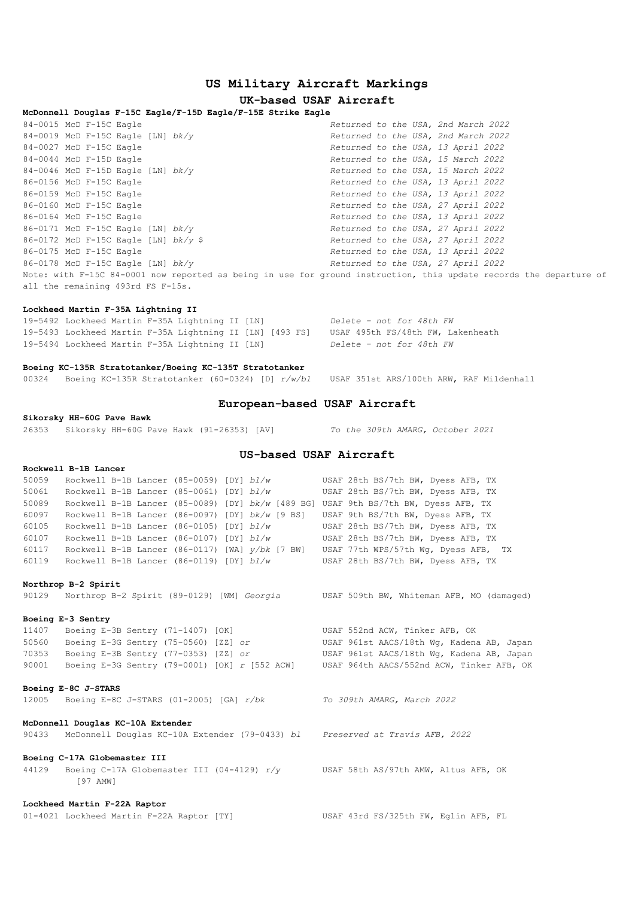# US Military Aircraft Markings

## UK-based USAF Aircraft

**McDonnell Douglas F-15C Eagle/F-15D Eagle/F-15E Strike Eagle**

| | |
|---|---|
| 84-0015 McD F-15C Eagle | *Returned to the USA, 2nd March 2022* |
| 84-0019 McD F-15C Eagle [LN] *bk/y* | *Returned to the USA, 2nd March 2022* |
| 84-0027 McD F-15C Eagle | *Returned to the USA, 13 April 2022* |
| 84-0044 McD F-15D Eagle | *Returned to the USA, 15 March 2022* |
| 84-0046 McD F-15D Eagle [LN] *bk/y* | *Returned to the USA, 15 March 2022* |
| 86-0156 McD F-15C Eagle | *Returned to the USA, 13 April 2022* |
| 86-0159 McD F-15C Eagle | *Returned to the USA, 13 April 2022* |
| 86-0160 McD F-15C Eagle | *Returned to the USA, 27 April 2022* |
| 86-0164 McD F-15C Eagle | *Returned to the USA, 13 April 2022* |
| 86-0171 McD F-15C Eagle [LN] *bk/y* | *Returned to the USA, 27 April 2022* |
| 86-0172 McD F-15C Eagle [LN] *bk/y* $ | *Returned to the USA, 27 April 2022* |
| 86-0175 McD F-15C Eagle | *Returned to the USA, 13 April 2022* |
| 86-0178 McD F-15C Eagle [LN] *bk/y* | *Returned to the USA, 27 April 2022* |

Note: with F-15C 84-0001 now reported as being in use for ground instruction, this update records the departure of all the remaining 493rd FS F-15s.

**Lockheed Martin F-35A Lightning II**

| | |
|---|---|
| 19-5492 Lockheed Martin F-35A Lightning II [LN] | *Delete - not for 48th FW* |
| 19-5493 Lockheed Martin F-35A Lightning II [LN] [493 FS] | USAF 495th FS/48th FW, Lakenheath |
| 19-5494 Lockheed Martin F-35A Lightning II [LN] | *Delete - not for 48th FW* |

**Boeing KC-135R Stratotanker/Boeing KC-135T Stratotanker**

| | | |
|---|---|---|
| 00324 | Boeing KC-135R Stratotanker (60-0324) [D] *r/w/bl* | USAF 351st ARS/100th ARW, RAF Mildenhall |

## European-based USAF Aircraft

**Sikorsky HH-60G Pave Hawk**

| | | |
|---|---|---|
| 26353 | Sikorsky HH-60G Pave Hawk (91-26353) [AV] | *To the 309th AMARG, October 2021* |

## US-based USAF Aircraft

**Rockwell B-1B Lancer**

| | | |
|---|---|---|
| 50059 | Rockwell B-1B Lancer (85-0059) [DY] *bl/w* | USAF 28th BS/7th BW, Dyess AFB, TX |
| 50061 | Rockwell B-1B Lancer (85-0061) [DY] *bl/w* | USAF 28th BS/7th BW, Dyess AFB, TX |
| 50089 | Rockwell B-1B Lancer (85-0089) [DY] *bk/w* [489 BG] | USAF 9th BS/7th BW, Dyess AFB, TX |
| 60097 | Rockwell B-1B Lancer (86-0097) [DY] *bk/w* [9 BS] | USAF 9th BS/7th BW, Dyess AFB, TX |
| 60105 | Rockwell B-1B Lancer (86-0105) [DY] *bl/w* | USAF 28th BS/7th BW, Dyess AFB, TX |
| 60107 | Rockwell B-1B Lancer (86-0107) [DY] *bl/w* | USAF 28th BS/7th BW, Dyess AFB, TX |
| 60117 | Rockwell B-1B Lancer (86-0117) [WA] *y/bk* [7 BW] | USAF 77th WPS/57th Wg, Dyess AFB, TX |
| 60119 | Rockwell B-1B Lancer (86-0119) [DY] *bl/w* | USAF 28th BS/7th BW, Dyess AFB, TX |

**Northrop B-2 Spirit**

| | | |
|---|---|---|
| 90129 | Northrop B-2 Spirit (89-0129) [WM] *Georgia* | USAF 509th BW, Whiteman AFB, MO (damaged) |

**Boeing E-3 Sentry**

| | | |
|---|---|---|
| 11407 | Boeing E-3B Sentry (71-1407) [OK] | USAF 552nd ACW, Tinker AFB, OK |
| 50560 | Boeing E-3G Sentry (75-0560) [ZZ] *or* | USAF 961st AACS/18th Wg, Kadena AB, Japan |
| 70353 | Boeing E-3B Sentry (77-0353) [ZZ] *or* | USAF 961st AACS/18th Wg, Kadena AB, Japan |
| 90001 | Boeing E-3G Sentry (79-0001) [OK] *r* [552 ACW] | USAF 964th AACS/552nd ACW, Tinker AFB, OK |

**Boeing E-8C J-STARS**

| | | |
|---|---|---|
| 12005 | Boeing E-8C J-STARS (01-2005) [GA] *r/bk* | *To 309th AMARG, March 2022* |

**McDonnell Douglas KC-10A Extender**

| | | |
|---|---|---|
| 90433 | McDonnell Douglas KC-10A Extender (79-0433) *bl* | *Preserved at Travis AFB, 2022* |

**Boeing C-17A Globemaster III**

| | | |
|---|---|---|
| 44129 | Boeing C-17A Globemaster III (04-4129) *r/y* [97 AMW] | USAF 58th AS/97th AMW, Altus AFB, OK |

**Lockheed Martin F-22A Raptor**

| | |
|---|---|
| 01-4021 Lockheed Martin F-22A Raptor [TY] | USAF 43rd FS/325th FW, Eglin AFB, FL |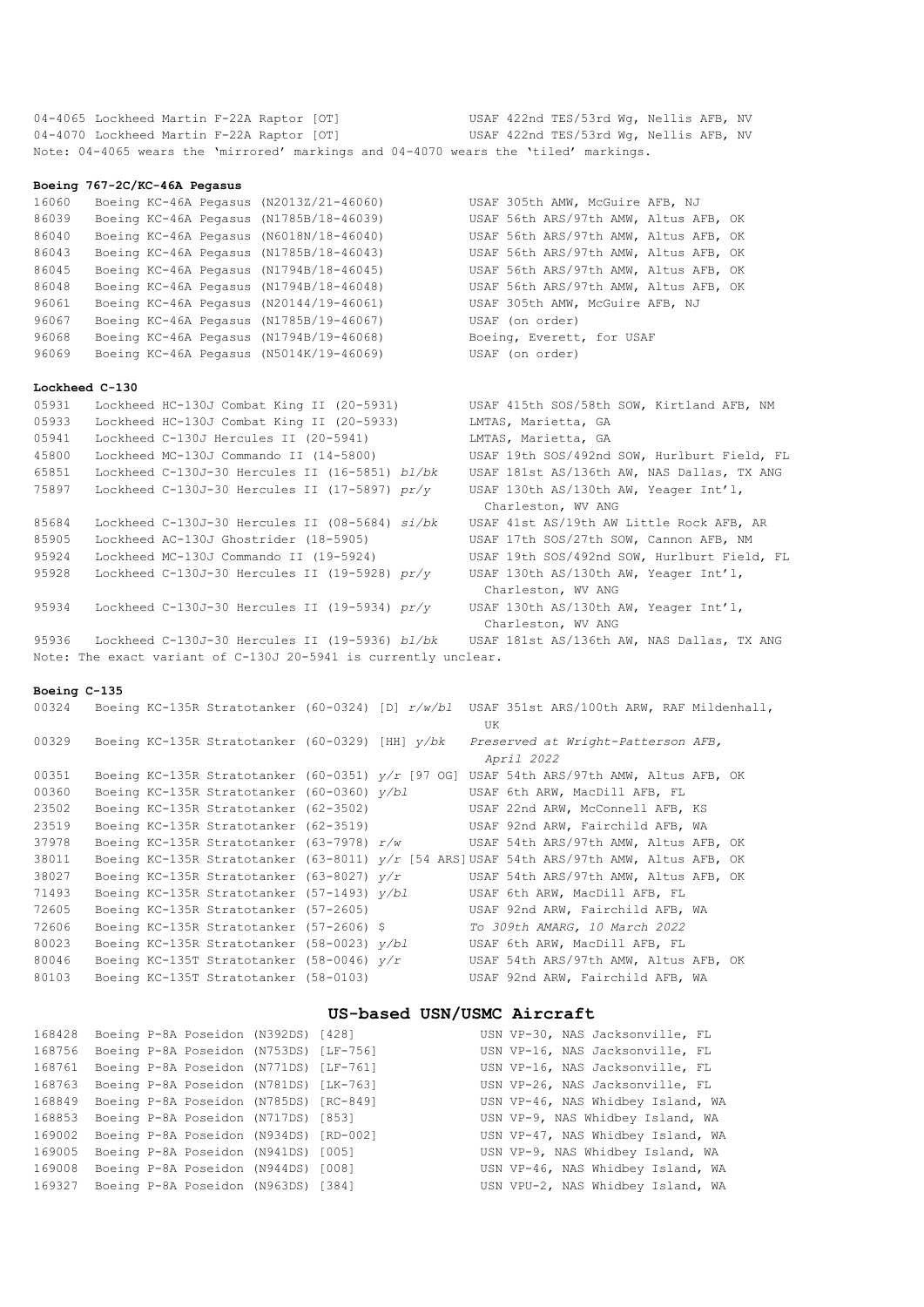| | | |
|---|---|---|
| 04-4065 | Lockheed Martin F-22A Raptor [OT] | USAF 422nd TES/53rd Wg, Nellis AFB, NV |
| 04-4070 | Lockheed Martin F-22A Raptor [OT] | USAF 422nd TES/53rd Wg, Nellis AFB, NV |

Note: 04-4065 wears the 'mirrored' markings and 04-4070 wears the 'tiled' markings.

**Boeing 767-2C/KC-46A Pegasus**

| | | |
|---|---|---|
| 16060 | Boeing KC-46A Pegasus (N2013Z/21-46060) | USAF 305th AMW, McGuire AFB, NJ |
| 86039 | Boeing KC-46A Pegasus (N1785B/18-46039) | USAF 56th ARS/97th AMW, Altus AFB, OK |
| 86040 | Boeing KC-46A Pegasus (N6018N/18-46040) | USAF 56th ARS/97th AMW, Altus AFB, OK |
| 86043 | Boeing KC-46A Pegasus (N1785B/18-46043) | USAF 56th ARS/97th AMW, Altus AFB, OK |
| 86045 | Boeing KC-46A Pegasus (N1794B/18-46045) | USAF 56th ARS/97th AMW, Altus AFB, OK |
| 86048 | Boeing KC-46A Pegasus (N1794B/18-46048) | USAF 56th ARS/97th AMW, Altus AFB, OK |
| 96061 | Boeing KC-46A Pegasus (N20144/19-46061) | USAF 305th AMW, McGuire AFB, NJ |
| 96067 | Boeing KC-46A Pegasus (N1785B/19-46067) | USAF (on order) |
| 96068 | Boeing KC-46A Pegasus (N1794B/19-46068) | Boeing, Everett, for USAF |
| 96069 | Boeing KC-46A Pegasus (N5014K/19-46069) | USAF (on order) |

**Lockheed C-130**

| | | |
|---|---|---|
| 05931 | Lockheed HC-130J Combat King II (20-5931) | USAF 415th SOS/58th SOW, Kirtland AFB, NM |
| 05933 | Lockheed HC-130J Combat King II (20-5933) | LMTAS, Marietta, GA |
| 05941 | Lockheed C-130J Hercules II (20-5941) | LMTAS, Marietta, GA |
| 45800 | Lockheed MC-130J Commando II (14-5800) | USAF 19th SOS/492nd SOW, Hurlburt Field, FL |
| 65851 | Lockheed C-130J-30 Hercules II (16-5851) *bl/bk* | USAF 181st AS/136th AW, NAS Dallas, TX ANG |
| 75897 | Lockheed C-130J-30 Hercules II (17-5897) *pr/y* | USAF 130th AS/130th AW, Yeager Int'l, Charleston, WV ANG |
| 85684 | Lockheed C-130J-30 Hercules II (08-5684) *si/bk* | USAF 41st AS/19th AW Little Rock AFB, AR |
| 85905 | Lockheed AC-130J Ghostrider (18-5905) | USAF 17th SOS/27th SOW, Cannon AFB, NM |
| 95924 | Lockheed MC-130J Commando II (19-5924) | USAF 19th SOS/492nd SOW, Hurlburt Field, FL |
| 95928 | Lockheed C-130J-30 Hercules II (19-5928) *pr/y* | USAF 130th AS/130th AW, Yeager Int'l, Charleston, WV ANG |
| 95934 | Lockheed C-130J-30 Hercules II (19-5934) *pr/y* | USAF 130th AS/130th AW, Yeager Int'l, Charleston, WV ANG |
| 95936 | Lockheed C-130J-30 Hercules II (19-5936) *bl/bk* | USAF 181st AS/136th AW, NAS Dallas, TX ANG |

Note: The exact variant of C-130J 20-5941 is currently unclear.

**Boeing C-135**

| | | |
|---|---|---|
| 00324 | Boeing KC-135R Stratotanker (60-0324) [D] *r/w/bl* | USAF 351st ARS/100th ARW, RAF Mildenhall, UK |
| 00329 | Boeing KC-135R Stratotanker (60-0329) [HH] *y/bk* | *Preserved at Wright-Patterson AFB, April 2022* |
| 00351 | Boeing KC-135R Stratotanker (60-0351) *y/r* [97 OG] | USAF 54th ARS/97th AMW, Altus AFB, OK |
| 00360 | Boeing KC-135R Stratotanker (60-0360) *y/bl* | USAF 6th ARW, MacDill AFB, FL |
| 23502 | Boeing KC-135R Stratotanker (62-3502) | USAF 22nd ARW, McConnell AFB, KS |
| 23519 | Boeing KC-135R Stratotanker (62-3519) | USAF 92nd ARW, Fairchild AFB, WA |
| 37978 | Boeing KC-135R Stratotanker (63-7978) *r/w* | USAF 54th ARS/97th AMW, Altus AFB, OK |
| 38011 | Boeing KC-135R Stratotanker (63-8011) *y/r* [54 ARS] | USAF 54th ARS/97th AMW, Altus AFB, OK |
| 38027 | Boeing KC-135R Stratotanker (63-8027) *y/r* | USAF 54th ARS/97th AMW, Altus AFB, OK |
| 71493 | Boeing KC-135R Stratotanker (57-1493) *y/bl* | USAF 6th ARW, MacDill AFB, FL |
| 72605 | Boeing KC-135R Stratotanker (57-2605) | USAF 92nd ARW, Fairchild AFB, WA |
| 72606 | Boeing KC-135R Stratotanker (57-2606) $ | *To 309th AMARG, 10 March 2022* |
| 80023 | Boeing KC-135R Stratotanker (58-0023) *y/bl* | USAF 6th ARW, MacDill AFB, FL |
| 80046 | Boeing KC-135T Stratotanker (58-0046) *y/r* | USAF 54th ARS/97th AMW, Altus AFB, OK |
| 80103 | Boeing KC-135T Stratotanker (58-0103) | USAF 92nd ARW, Fairchild AFB, WA |

## US-based USN/USMC Aircraft

| | | |
|---|---|---|
| 168428 | Boeing P-8A Poseidon (N392DS) [428] | USN VP-30, NAS Jacksonville, FL |
| 168756 | Boeing P-8A Poseidon (N753DS) [LF-756] | USN VP-16, NAS Jacksonville, FL |
| 168761 | Boeing P-8A Poseidon (N771DS) [LF-761] | USN VP-16, NAS Jacksonville, FL |
| 168763 | Boeing P-8A Poseidon (N781DS) [LK-763] | USN VP-26, NAS Jacksonville, FL |
| 168849 | Boeing P-8A Poseidon (N785DS) [RC-849] | USN VP-46, NAS Whidbey Island, WA |
| 168853 | Boeing P-8A Poseidon (N717DS) [853] | USN VP-9, NAS Whidbey Island, WA |
| 169002 | Boeing P-8A Poseidon (N934DS) [RD-002] | USN VP-47, NAS Whidbey Island, WA |
| 169005 | Boeing P-8A Poseidon (N941DS) [005] | USN VP-9, NAS Whidbey Island, WA |
| 169008 | Boeing P-8A Poseidon (N944DS) [008] | USN VP-46, NAS Whidbey Island, WA |
| 169327 | Boeing P-8A Poseidon (N963DS) [384] | USN VPU-2, NAS Whidbey Island, WA |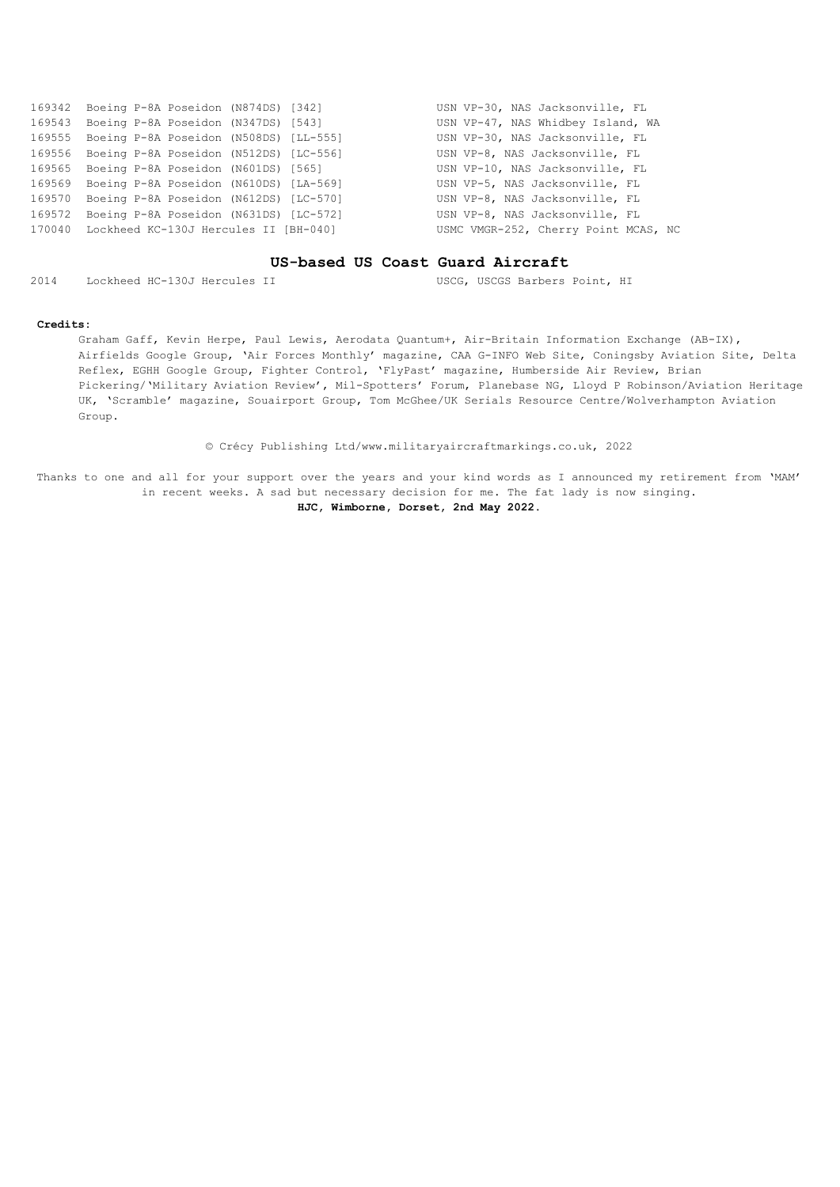| | | |
|---|---|---|
| 169342 | Boeing P-8A Poseidon (N874DS) [342] | USN VP-30, NAS Jacksonville, FL |
| 169543 | Boeing P-8A Poseidon (N347DS) [543] | USN VP-47, NAS Whidbey Island, WA |
| 169555 | Boeing P-8A Poseidon (N508DS) [LL-555] | USN VP-30, NAS Jacksonville, FL |
| 169556 | Boeing P-8A Poseidon (N512DS) [LC-556] | USN VP-8, NAS Jacksonville, FL |
| 169565 | Boeing P-8A Poseidon (N601DS) [565] | USN VP-10, NAS Jacksonville, FL |
| 169569 | Boeing P-8A Poseidon (N610DS) [LA-569] | USN VP-5, NAS Jacksonville, FL |
| 169570 | Boeing P-8A Poseidon (N612DS) [LC-570] | USN VP-8, NAS Jacksonville, FL |
| 169572 | Boeing P-8A Poseidon (N631DS) [LC-572] | USN VP-8, NAS Jacksonville, FL |
| 170040 | Lockheed KC-130J Hercules II [BH-040] | USMC VMGR-252, Cherry Point MCAS, NC |

## US-based US Coast Guard Aircraft

| | | |
|---|---|---|
| 2014 | Lockheed HC-130J Hercules II | USCG, USCGS Barbers Point, HI |

**Credits:**

Graham Gaff, Kevin Herpe, Paul Lewis, Aerodata Quantum+, Air-Britain Information Exchange (AB-IX), Airfields Google Group, 'Air Forces Monthly' magazine, CAA G-INFO Web Site, Coningsby Aviation Site, Delta Reflex, EGHH Google Group, Fighter Control, 'FlyPast' magazine, Humberside Air Review, Brian Pickering/'Military Aviation Review', Mil-Spotters' Forum, Planebase NG, Lloyd P Robinson/Aviation Heritage UK, 'Scramble' magazine, Souairport Group, Tom McGhee/UK Serials Resource Centre/Wolverhampton Aviation Group.

© Crécy Publishing Ltd/www.militaryaircraftmarkings.co.uk, 2022

Thanks to one and all for your support over the years and your kind words as I announced my retirement from 'MAM' in recent weeks. A sad but necessary decision for me. The fat lady is now singing.

**HJC, Wimborne, Dorset, 2nd May 2022.**